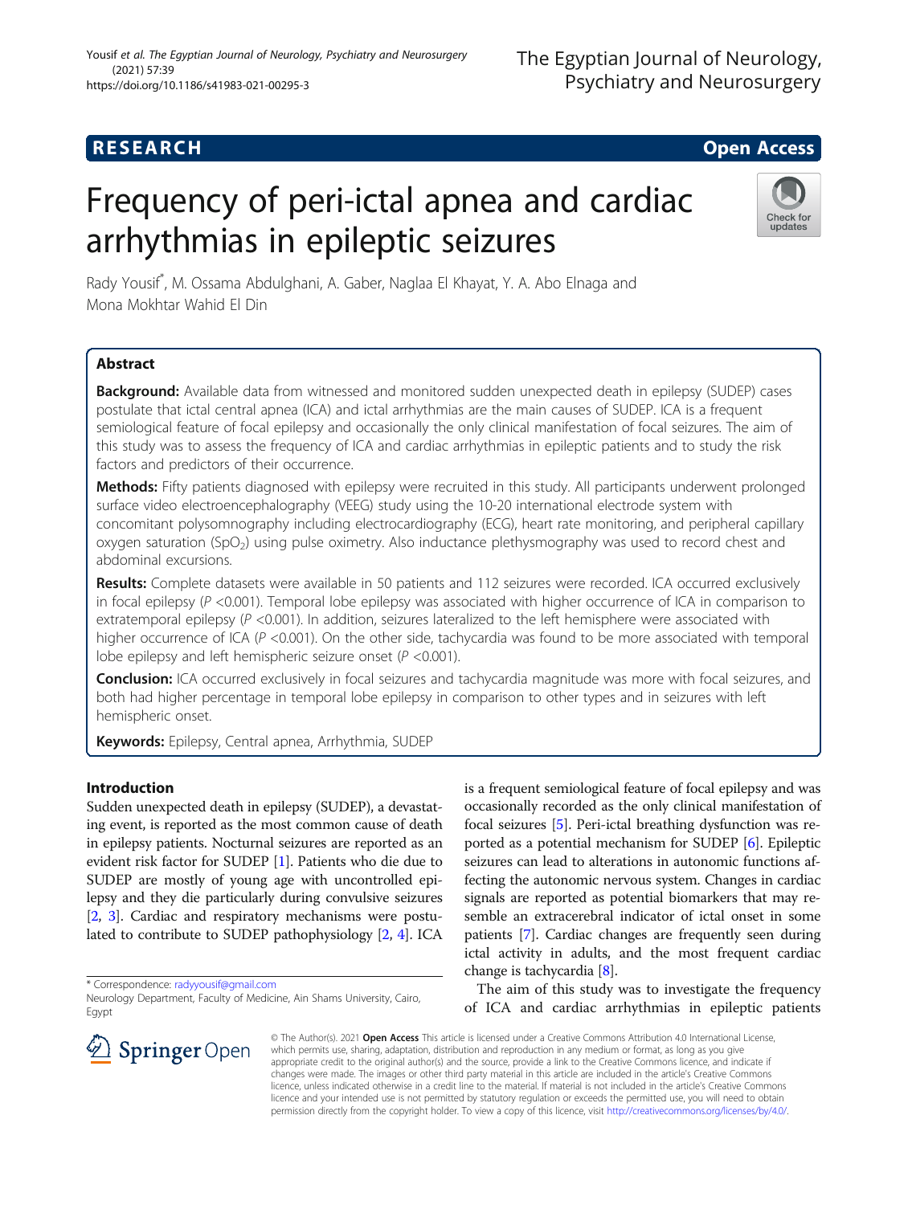RESEARCH

Open Access

# Frequency of peri-ictal apnea and cardiac arrhythmias in epileptic seizures

Rady Yousif*, M. Ossama Abdulghani, A. Gaber, Naglaa El Khayat, Y. A. Abo Elnaga and Mona Mokhtar Wahid El Din

## Abstract

**Background:** Available data from witnessed and monitored sudden unexpected death in epilepsy (SUDEP) cases postulate that ictal central apnea (ICA) and ictal arrhythmias are the main causes of SUDEP. ICA is a frequent semiological feature of focal epilepsy and occasionally the only clinical manifestation of focal seizures. The aim of this study was to assess the frequency of ICA and cardiac arrhythmias in epileptic patients and to study the risk factors and predictors of their occurrence.

**Methods:** Fifty patients diagnosed with epilepsy were recruited in this study. All participants underwent prolonged surface video electroencephalography (VEEG) study using the 10-20 international electrode system with concomitant polysomnography including electrocardiography (ECG), heart rate monitoring, and peripheral capillary oxygen saturation ($SpO_2$) using pulse oximetry. Also inductance plethysmography was used to record chest and abdominal excursions.

**Results:** Complete datasets were available in 50 patients and 112 seizures were recorded. ICA occurred exclusively in focal epilepsy ($P$ <0.001). Temporal lobe epilepsy was associated with higher occurrence of ICA in comparison to extratemporal epilepsy ($P$ <0.001). In addition, seizures lateralized to the left hemisphere were associated with higher occurrence of ICA ($P$ <0.001). On the other side, tachycardia was found to be more associated with temporal lobe epilepsy and left hemispheric seizure onset ($P$ <0.001).

**Conclusion:** ICA occurred exclusively in focal seizures and tachycardia magnitude was more with focal seizures, and both had higher percentage in temporal lobe epilepsy in comparison to other types and in seizures with left hemispheric onset.

**Keywords:** Epilepsy, Central apnea, Arrhythmia, SUDEP

## Introduction

Sudden unexpected death in epilepsy (SUDEP), a devastating event, is reported as the most common cause of death in epilepsy patients. Nocturnal seizures are reported as an evident risk factor for SUDEP [1]. Patients who die due to SUDEP are mostly of young age with uncontrolled epilepsy and they die particularly during convulsive seizures [2, 3]. Cardiac and respiratory mechanisms were postulated to contribute to SUDEP pathophysiology [2, 4]. ICA is a frequent semiological feature of focal epilepsy and was occasionally recorded as the only clinical manifestation of focal seizures [5]. Peri-ictal breathing dysfunction was reported as a potential mechanism for SUDEP [6]. Epileptic seizures can lead to alterations in autonomic functions affecting the autonomic nervous system. Changes in cardiac signals are reported as potential biomarkers that may resemble an extracerebral indicator of ictal onset in some patients [7]. Cardiac changes are frequently seen during ictal activity in adults, and the most frequent cardiac change is tachycardia [8].

The aim of this study was to investigate the frequency of ICA and cardiac arrhythmias in epileptic patients

* Correspondence: radyyousif@gmail.com
Neurology Department, Faculty of Medicine, Ain Shams University, Cairo, Egypt

© The Author(s). 2021 **Open Access** This article is licensed under a Creative Commons Attribution 4.0 International License, which permits use, sharing, adaptation, distribution and reproduction in any medium or format, as long as you give appropriate credit to the original author(s) and the source, provide a link to the Creative Commons licence, and indicate if changes were made. The images or other third party material in this article are included in the article's Creative Commons licence, unless indicated otherwise in a credit line to the material. If material is not included in the article's Creative Commons licence and your intended use is not permitted by statutory regulation or exceeds the permitted use, you will need to obtain permission directly from the copyright holder. To view a copy of this licence, visit http://creativecommons.org/licenses/by/4.0/.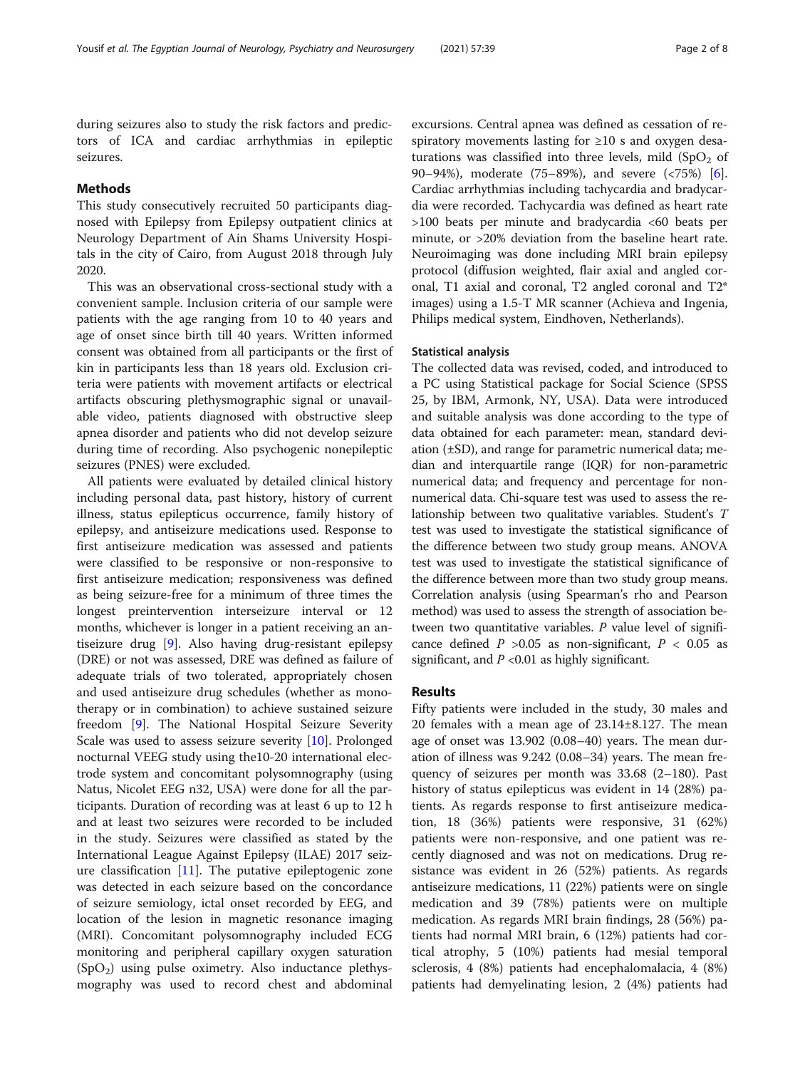during seizures also to study the risk factors and predictors of ICA and cardiac arrhythmias in epileptic seizures.

## Methods

This study consecutively recruited 50 participants diagnosed with Epilepsy from Epilepsy outpatient clinics at Neurology Department of Ain Shams University Hospitals in the city of Cairo, from August 2018 through July 2020.

This was an observational cross-sectional study with a convenient sample. Inclusion criteria of our sample were patients with the age ranging from 10 to 40 years and age of onset since birth till 40 years. Written informed consent was obtained from all participants or the first of kin in participants less than 18 years old. Exclusion criteria were patients with movement artifacts or electrical artifacts obscuring plethysmographic signal or unavailable video, patients diagnosed with obstructive sleep apnea disorder and patients who did not develop seizure during time of recording. Also psychogenic nonepileptic seizures (PNES) were excluded.

All patients were evaluated by detailed clinical history including personal data, past history, history of current illness, status epilepticus occurrence, family history of epilepsy, and antiseizure medications used. Response to first antiseizure medication was assessed and patients were classified to be responsive or non-responsive to first antiseizure medication; responsiveness was defined as being seizure-free for a minimum of three times the longest preintervention interseizure interval or 12 months, whichever is longer in a patient receiving an antiseizure drug [9]. Also having drug-resistant epilepsy (DRE) or not was assessed, DRE was defined as failure of adequate trials of two tolerated, appropriately chosen and used antiseizure drug schedules (whether as monotherapy or in combination) to achieve sustained seizure freedom [9]. The National Hospital Seizure Severity Scale was used to assess seizure severity [10]. Prolonged nocturnal VEEG study using the10-20 international electrode system and concomitant polysomnography (using Natus, Nicolet EEG n32, USA) were done for all the participants. Duration of recording was at least 6 up to 12 h and at least two seizures were recorded to be included in the study. Seizures were classified as stated by the International League Against Epilepsy (ILAE) 2017 seizure classification [11]. The putative epileptogenic zone was detected in each seizure based on the concordance of seizure semiology, ictal onset recorded by EEG, and location of the lesion in magnetic resonance imaging (MRI). Concomitant polysomnography included ECG monitoring and peripheral capillary oxygen saturation ($SpO_2$) using pulse oximetry. Also inductance plethysmography was used to record chest and abdominal excursions. Central apnea was defined as cessation of respiratory movements lasting for ≥10 s and oxygen desaturations was classified into three levels, mild ($SpO_2$ of 90–94%), moderate (75–89%), and severe (<75%) [6]. Cardiac arrhythmias including tachycardia and bradycardia were recorded. Tachycardia was defined as heart rate >100 beats per minute and bradycardia <60 beats per minute, or >20% deviation from the baseline heart rate. Neuroimaging was done including MRI brain epilepsy protocol (diffusion weighted, flair axial and angled coronal, T1 axial and coronal, T2 angled coronal and T2* images) using a 1.5-T MR scanner (Achieva and Ingenia, Philips medical system, Eindhoven, Netherlands).

### Statistical analysis

The collected data was revised, coded, and introduced to a PC using Statistical package for Social Science (SPSS 25, by IBM, Armonk, NY, USA). Data were introduced and suitable analysis was done according to the type of data obtained for each parameter: mean, standard deviation (±SD), and range for parametric numerical data; median and interquartile range (IQR) for non-parametric numerical data; and frequency and percentage for non-numerical data. Chi-square test was used to assess the relationship between two qualitative variables. Student's *T* test was used to investigate the statistical significance of the difference between two study group means. ANOVA test was used to investigate the statistical significance of the difference between more than two study group means. Correlation analysis (using Spearman's rho and Pearson method) was used to assess the strength of association between two quantitative variables. *P* value level of significance defined $P$ >0.05 as non-significant, $P$ < 0.05 as significant, and $P$ <0.01 as highly significant.

## Results

Fifty patients were included in the study, 30 males and 20 females with a mean age of 23.14±8.127. The mean age of onset was 13.902 (0.08–40) years. The mean duration of illness was 9.242 (0.08–34) years. The mean frequency of seizures per month was 33.68 (2–180). Past history of status epilepticus was evident in 14 (28%) patients. As regards response to first antiseizure medication, 18 (36%) patients were responsive, 31 (62%) patients were non-responsive, and one patient was recently diagnosed and was not on medications. Drug resistance was evident in 26 (52%) patients. As regards antiseizure medications, 11 (22%) patients were on single medication and 39 (78%) patients were on multiple medication. As regards MRI brain findings, 28 (56%) patients had normal MRI brain, 6 (12%) patients had cortical atrophy, 5 (10%) patients had mesial temporal sclerosis, 4 (8%) patients had encephalomalacia, 4 (8%) patients had demyelinating lesion, 2 (4%) patients had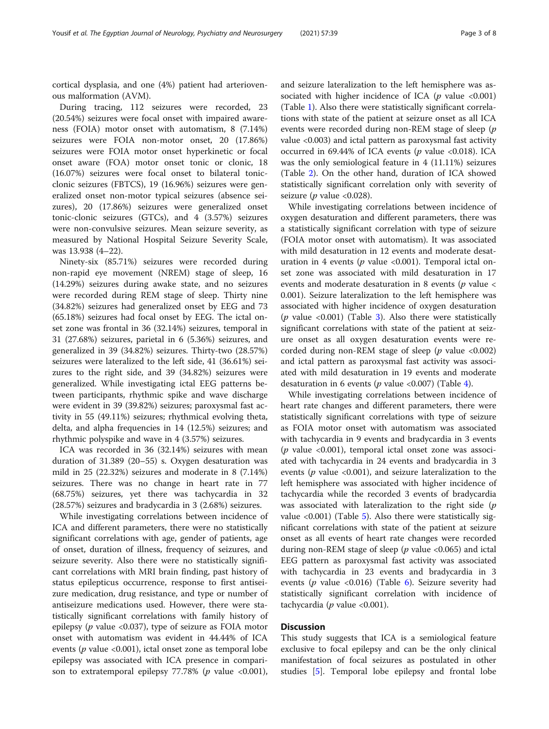cortical dysplasia, and one (4%) patient had arteriovenous malformation (AVM).

During tracing, 112 seizures were recorded, 23 (20.54%) seizures were focal onset with impaired awareness (FOIA) motor onset with automatism, 8 (7.14%) seizures were FOIA non-motor onset, 20 (17.86%) seizures were FOIA motor onset hyperkinetic or focal onset aware (FOA) motor onset tonic or clonic, 18 (16.07%) seizures were focal onset to bilateral tonic-clonic seizures (FBTCS), 19 (16.96%) seizures were generalized onset non-motor typical seizures (absence seizures), 20 (17.86%) seizures were generalized onset tonic-clonic seizures (GTCs), and 4 (3.57%) seizures were non-convulsive seizures. Mean seizure severity, as measured by National Hospital Seizure Severity Scale, was 13.938 (4–22).

Ninety-six (85.71%) seizures were recorded during non-rapid eye movement (NREM) stage of sleep, 16 (14.29%) seizures during awake state, and no seizures were recorded during REM stage of sleep. Thirty nine (34.82%) seizures had generalized onset by EEG and 73 (65.18%) seizures had focal onset by EEG. The ictal onset zone was frontal in 36 (32.14%) seizures, temporal in 31 (27.68%) seizures, parietal in 6 (5.36%) seizures, and generalized in 39 (34.82%) seizures. Thirty-two (28.57%) seizures were lateralized to the left side, 41 (36.61%) seizures to the right side, and 39 (34.82%) seizures were generalized. While investigating ictal EEG patterns between participants, rhythmic spike and wave discharge were evident in 39 (39.82%) seizures; paroxysmal fast activity in 55 (49.11%) seizures; rhythmical evolving theta, delta, and alpha frequencies in 14 (12.5%) seizures; and rhythmic polyspike and wave in 4 (3.57%) seizures.

ICA was recorded in 36 (32.14%) seizures with mean duration of 31.389 (20–55) s. Oxygen desaturation was mild in 25 (22.32%) seizures and moderate in 8 (7.14%) seizures. There was no change in heart rate in 77 (68.75%) seizures, yet there was tachycardia in 32 (28.57%) seizures and bradycardia in 3 (2.68%) seizures.

While investigating correlations between incidence of ICA and different parameters, there were no statistically significant correlations with age, gender of patients, age of onset, duration of illness, frequency of seizures, and seizure severity. Also there were no statistically significant correlations with MRI brain finding, past history of status epilepticus occurrence, response to first antiseizure medication, drug resistance, and type or number of antiseizure medications used. However, there were statistically significant correlations with family history of epilepsy ($p$ value <0.037), type of seizure as FOIA motor onset with automatism was evident in 44.44% of ICA events ($p$ value <0.001), ictal onset zone as temporal lobe epilepsy was associated with ICA presence in comparison to extratemporal epilepsy 77.78% ($p$ value <0.001), and seizure lateralization to the left hemisphere was associated with higher incidence of ICA ($p$ value <0.001) (Table 1). Also there were statistically significant correlations with state of the patient at seizure onset as all ICA events were recorded during non-REM stage of sleep ($p$ value <0.003) and ictal pattern as paroxysmal fast activity occurred in 69.44% of ICA events ($p$ value <0.018). ICA was the only semiological feature in 4 (11.11%) seizures (Table 2). On the other hand, duration of ICA showed statistically significant correlation only with severity of seizure ($p$ value <0.028).

While investigating correlations between incidence of oxygen desaturation and different parameters, there was a statistically significant correlation with type of seizure (FOIA motor onset with automatism). It was associated with mild desaturation in 12 events and moderate desaturation in 4 events ($p$ value <0.001). Temporal ictal onset zone was associated with mild desaturation in 17 events and moderate desaturation in 8 events ($p$ value < 0.001). Seizure lateralization to the left hemisphere was associated with higher incidence of oxygen desaturation ($p$ value <0.001) (Table 3). Also there were statistically significant correlations with state of the patient at seizure onset as all oxygen desaturation events were recorded during non-REM stage of sleep ($p$ value <0.002) and ictal pattern as paroxysmal fast activity was associated with mild desaturation in 19 events and moderate desaturation in 6 events ($p$ value <0.007) (Table 4).

While investigating correlations between incidence of heart rate changes and different parameters, there were statistically significant correlations with type of seizure as FOIA motor onset with automatism was associated with tachycardia in 9 events and bradycardia in 3 events ($p$ value <0.001), temporal ictal onset zone was associated with tachycardia in 24 events and bradycardia in 3 events ($p$ value <0.001), and seizure lateralization to the left hemisphere was associated with higher incidence of tachycardia while the recorded 3 events of bradycardia was associated with lateralization to the right side ($p$ value <0.001) (Table 5). Also there were statistically significant correlations with state of the patient at seizure onset as all events of heart rate changes were recorded during non-REM stage of sleep ($p$ value <0.065) and ictal EEG pattern as paroxysmal fast activity was associated with tachycardia in 23 events and bradycardia in 3 events ($p$ value <0.016) (Table 6). Seizure severity had statistically significant correlation with incidence of tachycardia ($p$ value <0.001).

## Discussion

This study suggests that ICA is a semiological feature exclusive to focal epilepsy and can be the only clinical manifestation of focal seizures as postulated in other studies [5]. Temporal lobe epilepsy and frontal lobe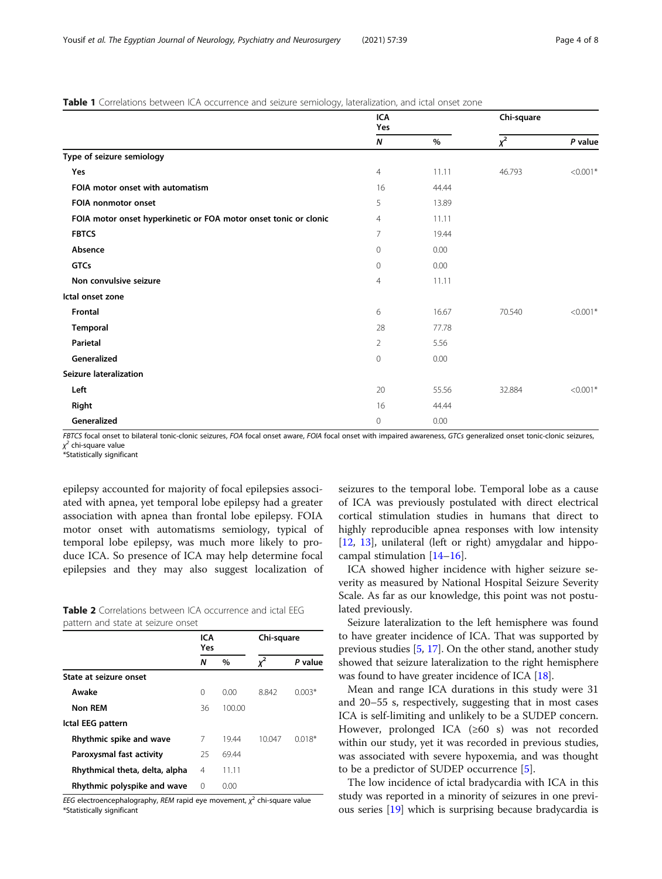**Table 1** Correlations between ICA occurrence and seizure semiology, lateralization, and ictal onset zone

| | ICA Yes | | Chi-square | |
|---|---|---|---|---|
| | *N* | % | $\chi^2$ | *P* value |
| **Type of seizure semiology** | | | | |
| **Yes** | 4 | 11.11 | 46.793 | <0.001* |
| **FOIA motor onset with automatism** | 16 | 44.44 | | |
| **FOIA nonmotor onset** | 5 | 13.89 | | |
| **FOIA motor onset hyperkinetic or FOA motor onset tonic or clonic** | 4 | 11.11 | | |
| **FBTCS** | 7 | 19.44 | | |
| **Absence** | 0 | 0.00 | | |
| **GTCs** | 0 | 0.00 | | |
| **Non convulsive seizure** | 4 | 11.11 | | |
| **Ictal onset zone** | | | | |
| **Frontal** | 6 | 16.67 | 70.540 | <0.001* |
| **Temporal** | 28 | 77.78 | | |
| **Parietal** | 2 | 5.56 | | |
| **Generalized** | 0 | 0.00 | | |
| **Seizure lateralization** | | | | |
| **Left** | 20 | 55.56 | 32.884 | <0.001* |
| **Right** | 16 | 44.44 | | |
| **Generalized** | 0 | 0.00 | | |

*FBTCS* focal onset to bilateral tonic-clonic seizures, *FOA* focal onset aware, *FOIA* focal onset with impaired awareness, *GTCs* generalized onset tonic-clonic seizures, $\chi^2$ chi-square value
*Statistically significant

epilepsy accounted for majority of focal epilepsies associated with apnea, yet temporal lobe epilepsy had a greater association with apnea than frontal lobe epilepsy. FOIA motor onset with automatisms semiology, typical of temporal lobe epilepsy, was much more likely to produce ICA. So presence of ICA may help determine focal epilepsies and they may also suggest localization of seizures to the temporal lobe. Temporal lobe as a cause of ICA was previously postulated with direct electrical cortical stimulation studies in humans that direct to highly reproducible apnea responses with low intensity [12, 13], unilateral (left or right) amygdalar and hippocampal stimulation [14–16].

**Table 2** Correlations between ICA occurrence and ictal EEG pattern and state at seizure onset

| | ICA Yes | | Chi-square | |
|---|---|---|---|---|
| | *N* | % | $\chi^2$ | *P* value |
| **State at seizure onset** | | | | |
| **Awake** | 0 | 0.00 | 8.842 | 0.003* |
| **Non REM** | 36 | 100.00 | | |
| **Ictal EEG pattern** | | | | |
| **Rhythmic spike and wave** | 7 | 19.44 | 10.047 | 0.018* |
| **Paroxysmal fast activity** | 25 | 69.44 | | |
| **Rhythmical theta, delta, alpha** | 4 | 11.11 | | |
| **Rhythmic polyspike and wave** | 0 | 0.00 | | |

*EEG* electroencephalography, *REM* rapid eye movement, $\chi^2$ chi-square value
*Statistically significant

ICA showed higher incidence with higher seizure severity as measured by National Hospital Seizure Severity Scale. As far as our knowledge, this point was not postulated previously.

Seizure lateralization to the left hemisphere was found to have greater incidence of ICA. That was supported by previous studies [5, 17]. On the other stand, another study showed that seizure lateralization to the right hemisphere was found to have greater incidence of ICA [18].

Mean and range ICA durations in this study were 31 and 20–55 s, respectively, suggesting that in most cases ICA is self-limiting and unlikely to be a SUDEP concern. However, prolonged ICA (≥60 s) was not recorded within our study, yet it was recorded in previous studies, was associated with severe hypoxemia, and was thought to be a predictor of SUDEP occurrence [5].

The low incidence of ictal bradycardia with ICA in this study was reported in a minority of seizures in one previous series [19] which is surprising because bradycardia is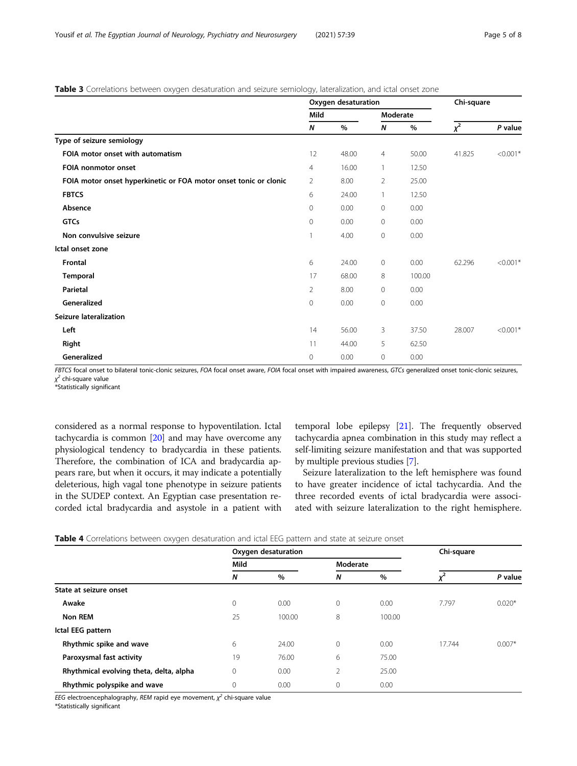**Table 3** Correlations between oxygen desaturation and seizure semiology, lateralization, and ictal onset zone

| | Oxygen desaturation | | | | Chi-square | |
|---|---|---|---|---|---|---|
| | Mild | | Moderate | | | |
| | *N* | % | *N* | % | $\chi^2$ | *P* value |
| **Type of seizure semiology** | | | | | | |
| FOIA motor onset with automatism | 12 | 48.00 | 4 | 50.00 | 41.825 | <0.001* |
| FOIA nonmotor onset | 4 | 16.00 | 1 | 12.50 | | |
| FOIA motor onset hyperkinetic or FOA motor onset tonic or clonic | 2 | 8.00 | 2 | 25.00 | | |
| FBTCS | 6 | 24.00 | 1 | 12.50 | | |
| Absence | 0 | 0.00 | 0 | 0.00 | | |
| GTCs | 0 | 0.00 | 0 | 0.00 | | |
| Non convulsive seizure | 1 | 4.00 | 0 | 0.00 | | |
| **Ictal onset zone** | | | | | | |
| Frontal | 6 | 24.00 | 0 | 0.00 | 62.296 | <0.001* |
| Temporal | 17 | 68.00 | 8 | 100.00 | | |
| Parietal | 2 | 8.00 | 0 | 0.00 | | |
| Generalized | 0 | 0.00 | 0 | 0.00 | | |
| **Seizure lateralization** | | | | | | |
| Left | 14 | 56.00 | 3 | 37.50 | 28.007 | <0.001* |
| Right | 11 | 44.00 | 5 | 62.50 | | |
| Generalized | 0 | 0.00 | 0 | 0.00 | | |

*FBTCS* focal onset to bilateral tonic-clonic seizures, *FOA* focal onset aware, *FOIA* focal onset with impaired awareness, *GTCs* generalized onset tonic-clonic seizures, $\chi^2$ chi-square value
*Statistically significant

considered as a normal response to hypoventilation. Ictal tachycardia is common [20] and may have overcome any physiological tendency to bradycardia in these patients. Therefore, the combination of ICA and bradycardia appears rare, but when it occurs, it may indicate a potentially deleterious, high vagal tone phenotype in seizure patients in the SUDEP context. An Egyptian case presentation recorded ictal bradycardia and asystole in a patient with temporal lobe epilepsy [21]. The frequently observed tachycardia apnea combination in this study may reflect a self-limiting seizure manifestation and that was supported by multiple previous studies [7].

Seizure lateralization to the left hemisphere was found to have greater incidence of ictal tachycardia. And the three recorded events of ictal bradycardia were associated with seizure lateralization to the right hemisphere.

**Table 4** Correlations between oxygen desaturation and ictal EEG pattern and state at seizure onset

| | Oxygen desaturation | | | | Chi-square | |
|---|---|---|---|---|---|---|
| | Mild | | Moderate | | | |
| | *N* | % | *N* | % | $\chi^2$ | *P* value |
| **State at seizure onset** | | | | | | |
| Awake | 0 | 0.00 | 0 | 0.00 | 7.797 | 0.020* |
| Non REM | 25 | 100.00 | 8 | 100.00 | | |
| **Ictal EEG pattern** | | | | | | |
| Rhythmic spike and wave | 6 | 24.00 | 0 | 0.00 | 17.744 | 0.007* |
| Paroxysmal fast activity | 19 | 76.00 | 6 | 75.00 | | |
| Rhythmical evolving theta, delta, alpha | 0 | 0.00 | 2 | 25.00 | | |
| Rhythmic polyspike and wave | 0 | 0.00 | 0 | 0.00 | | |

*EEG* electroencephalography, *REM* rapid eye movement, $\chi^2$ chi-square value
*Statistically significant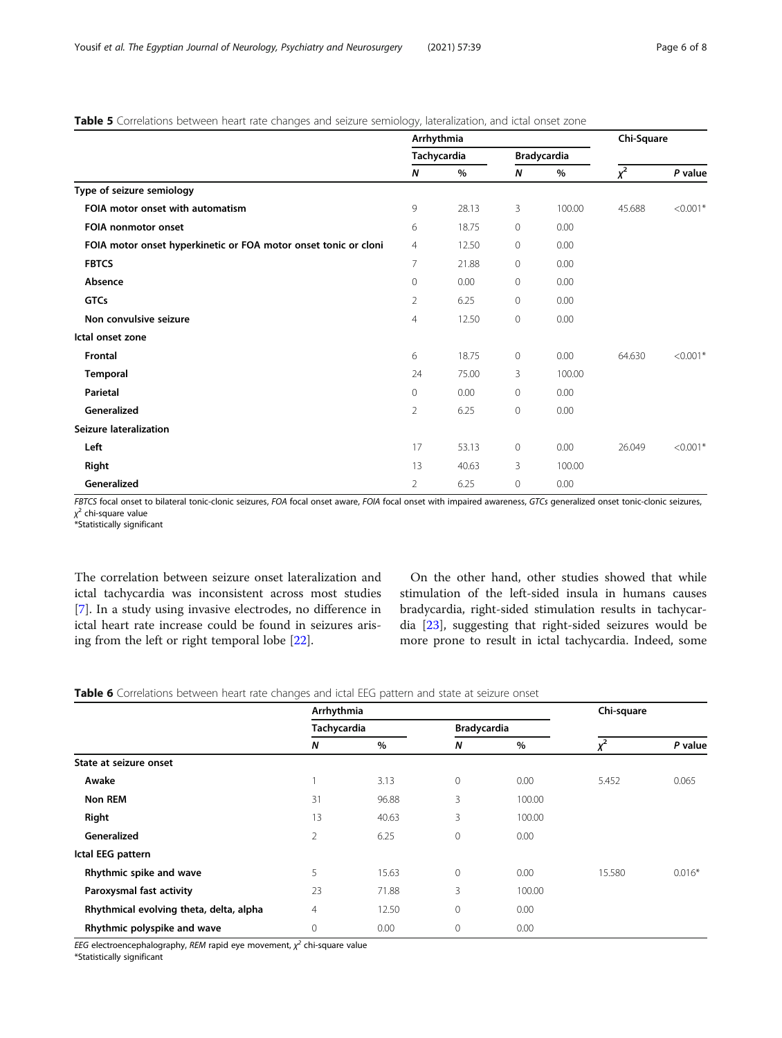**Table 5** Correlations between heart rate changes and seizure semiology, lateralization, and ictal onset zone

| | Arrhythmia | | | | Chi-Square | |
|---|---|---|---|---|---|---|
| | Tachycardia | | Bradycardia | | | |
| | *N* | % | *N* | % | $\chi^2$ | *P* value |
| **Type of seizure semiology** | | | | | | |
| **FOIA motor onset with automatism** | 9 | 28.13 | 3 | 100.00 | 45.688 | <0.001* |
| **FOIA nonmotor onset** | 6 | 18.75 | 0 | 0.00 | | |
| **FOIA motor onset hyperkinetic or FOA motor onset tonic or cloni** | 4 | 12.50 | 0 | 0.00 | | |
| **FBTCS** | 7 | 21.88 | 0 | 0.00 | | |
| **Absence** | 0 | 0.00 | 0 | 0.00 | | |
| **GTCs** | 2 | 6.25 | 0 | 0.00 | | |
| **Non convulsive seizure** | 4 | 12.50 | 0 | 0.00 | | |
| **Ictal onset zone** | | | | | | |
| **Frontal** | 6 | 18.75 | 0 | 0.00 | 64.630 | <0.001* |
| **Temporal** | 24 | 75.00 | 3 | 100.00 | | |
| **Parietal** | 0 | 0.00 | 0 | 0.00 | | |
| **Generalized** | 2 | 6.25 | 0 | 0.00 | | |
| **Seizure lateralization** | | | | | | |
| **Left** | 17 | 53.13 | 0 | 0.00 | 26.049 | <0.001* |
| **Right** | 13 | 40.63 | 3 | 100.00 | | |
| **Generalized** | 2 | 6.25 | 0 | 0.00 | | |

*FBTCS* focal onset to bilateral tonic-clonic seizures, *FOA* focal onset aware, *FOIA* focal onset with impaired awareness, *GTCs* generalized onset tonic-clonic seizures, $\chi^2$ chi-square value
*Statistically significant

The correlation between seizure onset lateralization and ictal tachycardia was inconsistent across most studies [7]. In a study using invasive electrodes, no difference in ictal heart rate increase could be found in seizures arising from the left or right temporal lobe [22].

On the other hand, other studies showed that while stimulation of the left-sided insula in humans causes bradycardia, right-sided stimulation results in tachycardia [23], suggesting that right-sided seizures would be more prone to result in ictal tachycardia. Indeed, some

**Table 6** Correlations between heart rate changes and ictal EEG pattern and state at seizure onset

| | Arrhythmia | | | | Chi-square | |
|---|---|---|---|---|---|---|
| | Tachycardia | | Bradycardia | | | |
| | *N* | % | *N* | % | $\chi^2$ | *P* value |
| **State at seizure onset** | | | | | | |
| **Awake** | 1 | 3.13 | 0 | 0.00 | 5.452 | 0.065 |
| **Non REM** | 31 | 96.88 | 3 | 100.00 | | |
| **Right** | 13 | 40.63 | 3 | 100.00 | | |
| **Generalized** | 2 | 6.25 | 0 | 0.00 | | |
| **Ictal EEG pattern** | | | | | | |
| **Rhythmic spike and wave** | 5 | 15.63 | 0 | 0.00 | 15.580 | 0.016* |
| **Paroxysmal fast activity** | 23 | 71.88 | 3 | 100.00 | | |
| **Rhythmical evolving theta, delta, alpha** | 4 | 12.50 | 0 | 0.00 | | |
| **Rhythmic polyspike and wave** | 0 | 0.00 | 0 | 0.00 | | |

*EEG* electroencephalography, *REM* rapid eye movement, $\chi^2$ chi-square value
*Statistically significant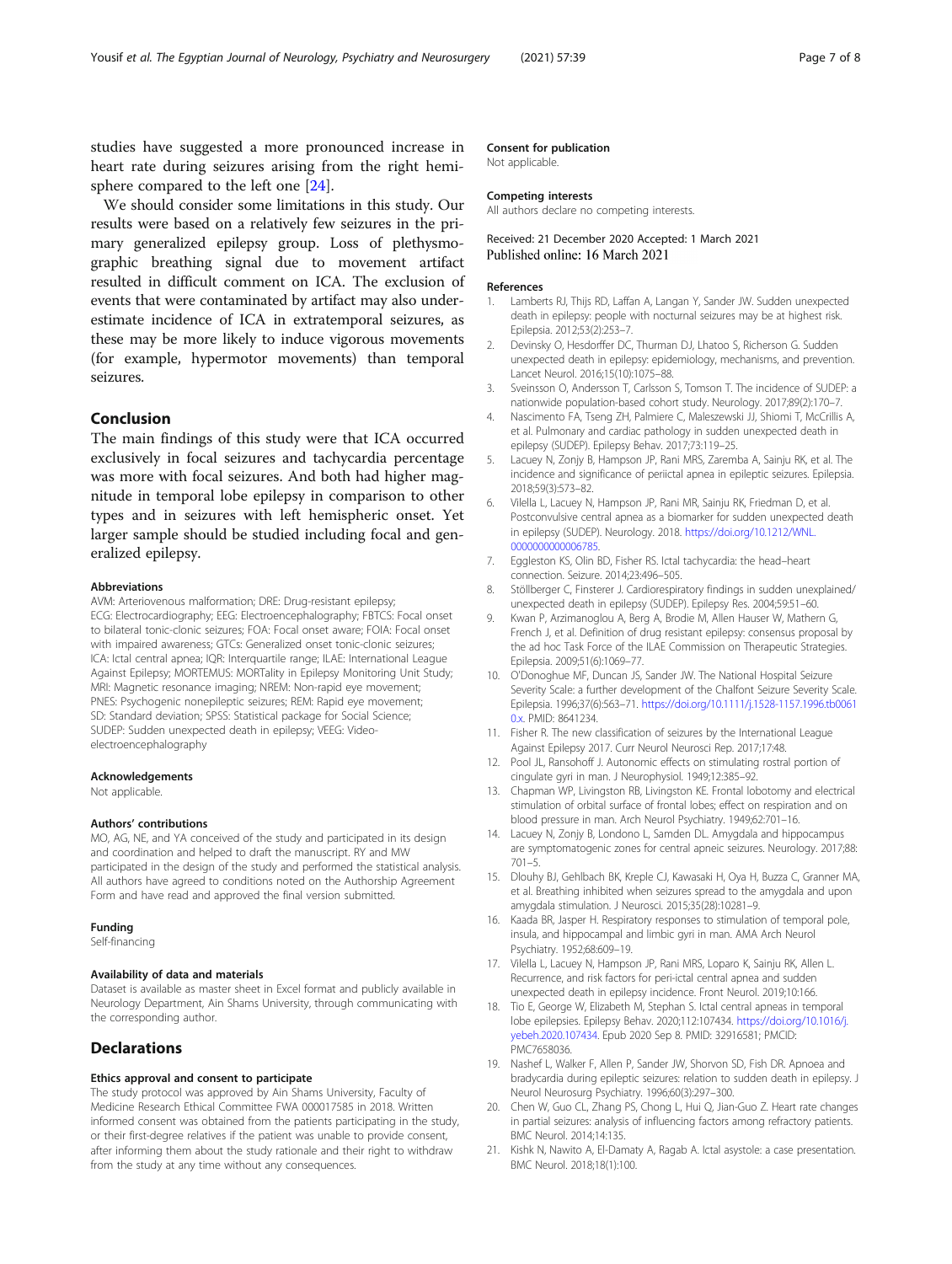studies have suggested a more pronounced increase in heart rate during seizures arising from the right hemisphere compared to the left one [24].

We should consider some limitations in this study. Our results were based on a relatively few seizures in the primary generalized epilepsy group. Loss of plethysmographic breathing signal due to movement artifact resulted in difficult comment on ICA. The exclusion of events that were contaminated by artifact may also underestimate incidence of ICA in extratemporal seizures, as these may be more likely to induce vigorous movements (for example, hypermotor movements) than temporal seizures.

## Conclusion

The main findings of this study were that ICA occurred exclusively in focal seizures and tachycardia percentage was more with focal seizures. And both had higher magnitude in temporal lobe epilepsy in comparison to other types and in seizures with left hemispheric onset. Yet larger sample should be studied including focal and generalized epilepsy.

### Abbreviations

AVM: Arteriovenous malformation; DRE: Drug-resistant epilepsy; ECG: Electrocardiography; EEG: Electroencephalography; FBTCS: Focal onset to bilateral tonic-clonic seizures; FOA: Focal onset aware; FOIA: Focal onset with impaired awareness; GTCs: Generalized onset tonic-clonic seizures; ICA: Ictal central apnea; IQR: Interquartile range; ILAE: International League Against Epilepsy; MORTEMUS: MORTality in Epilepsy Monitoring Unit Study; MRI: Magnetic resonance imaging; NREM: Non-rapid eye movement; PNES: Psychogenic nonepileptic seizures; REM: Rapid eye movement; SD: Standard deviation; SPSS: Statistical package for Social Science; SUDEP: Sudden unexpected death in epilepsy; VEEG: Video-electroencephalography

### Acknowledgements

Not applicable.

### Authors' contributions

MO, AG, NE, and YA conceived of the study and participated in its design and coordination and helped to draft the manuscript. RY and MW participated in the design of the study and performed the statistical analysis. All authors have agreed to conditions noted on the Authorship Agreement Form and have read and approved the final version submitted.

### Funding

Self-financing

### Availability of data and materials

Dataset is available as master sheet in Excel format and publicly available in Neurology Department, Ain Shams University, through communicating with the corresponding author.

## Declarations

### Ethics approval and consent to participate

The study protocol was approved by Ain Shams University, Faculty of Medicine Research Ethical Committee FWA 000017585 in 2018. Written informed consent was obtained from the patients participating in the study, or their first-degree relatives if the patient was unable to provide consent, after informing them about the study rationale and their right to withdraw from the study at any time without any consequences.

### Consent for publication

Not applicable.

### Competing interests

All authors declare no competing interests.

Received: 21 December 2020 Accepted: 1 March 2021
Published online: 16 March 2021

### References

1. Lamberts RJ, Thijs RD, Laffan A, Langan Y, Sander JW. Sudden unexpected death in epilepsy: people with nocturnal seizures may be at highest risk. Epilepsia. 2012;53(2):253–7.
2. Devinsky O, Hesdorffer DC, Thurman DJ, Lhatoo S, Richerson G. Sudden unexpected death in epilepsy: epidemiology, mechanisms, and prevention. Lancet Neurol. 2016;15(10):1075–88.
3. Sveinsson O, Andersson T, Carlsson S, Tomson T. The incidence of SUDEP: a nationwide population-based cohort study. Neurology. 2017;89(2):170–7.
4. Nascimento FA, Tseng ZH, Palmiere C, Maleszewski JJ, Shiomi T, McCrillis A, et al. Pulmonary and cardiac pathology in sudden unexpected death in epilepsy (SUDEP). Epilepsy Behav. 2017;73:119–25.
5. Lacuey N, Zonjy B, Hampson JP, Rani MRS, Zaremba A, Sainju RK, et al. The incidence and significance of periictal apnea in epileptic seizures. Epilepsia. 2018;59(3):573–82.
6. Vilella L, Lacuey N, Hampson JP, Rani MR, Sainju RK, Friedman D, et al. Postconvulsive central apnea as a biomarker for sudden unexpected death in epilepsy (SUDEP). Neurology. 2018. https://doi.org/10.1212/WNL.0000000000006785.
7. Eggleston KS, Olin BD, Fisher RS. Ictal tachycardia: the head–heart connection. Seizure. 2014;23:496–505.
8. Stöllberger C, Finsterer J. Cardiorespiratory findings in sudden unexplained/unexpected death in epilepsy (SUDEP). Epilepsy Res. 2004;59:51–60.
9. Kwan P, Arzimanoglou A, Berg A, Brodie M, Allen Hauser W, Mathern G, French J, et al. Definition of drug resistant epilepsy: consensus proposal by the ad hoc Task Force of the ILAE Commission on Therapeutic Strategies. Epilepsia. 2009;51(6):1069–77.
10. O'Donoghue MF, Duncan JS, Sander JW. The National Hospital Seizure Severity Scale: a further development of the Chalfont Seizure Severity Scale. Epilepsia. 1996;37(6):563–71. https://doi.org/10.1111/j.1528-1157.1996.tb00610.x. PMID: 8641234.
11. Fisher R. The new classification of seizures by the International League Against Epilepsy 2017. Curr Neurol Neurosci Rep. 2017;17:48.
12. Pool JL, Ransohoff J. Autonomic effects on stimulating rostral portion of cingulate gyri in man. J Neurophysiol. 1949;12:385–92.
13. Chapman WP, Livingston RB, Livingston KE. Frontal lobotomy and electrical stimulation of orbital surface of frontal lobes; effect on respiration and on blood pressure in man. Arch Neurol Psychiatry. 1949;62:701–16.
14. Lacuey N, Zonjy B, Londono L, Samden DL. Amygdala and hippocampus are symptomatogenic zones for central apneic seizures. Neurology. 2017;88:701–5.
15. Dlouhy BJ, Gehlbach BK, Kreple CJ, Kawasaki H, Oya H, Buzza C, Granner MA, et al. Breathing inhibited when seizures spread to the amygdala and upon amygdala stimulation. J Neurosci. 2015;35(28):10281–9.
16. Kaada BR, Jasper H. Respiratory responses to stimulation of temporal pole, insula, and hippocampal and limbic gyri in man. AMA Arch Neurol Psychiatry. 1952;68:609–19.
17. Vilella L, Lacuey N, Hampson JP, Rani MRS, Loparo K, Sainju RK, Allen L. Recurrence, and risk factors for peri-ictal central apnea and sudden unexpected death in epilepsy incidence. Front Neurol. 2019;10:166.
18. Tio E, George W, Elizabeth M, Stephan S. Ictal central apneas in temporal lobe epilepsies. Epilepsy Behav. 2020;112:107434. https://doi.org/10.1016/j.yebeh.2020.107434. Epub 2020 Sep 8. PMID: 32916581; PMCID: PMC7658036.
19. Nashef L, Walker F, Allen P, Sander JW, Shorvon SD, Fish DR. Apnoea and bradycardia during epileptic seizures: relation to sudden death in epilepsy. J Neurol Neurosurg Psychiatry. 1996;60(3):297–300.
20. Chen W, Guo CL, Zhang PS, Chong L, Hui Q, Jian-Guo Z. Heart rate changes in partial seizures: analysis of influencing factors among refractory patients. BMC Neurol. 2014;14:135.
21. Kishk N, Nawito A, El-Damaty A, Ragab A. Ictal asystole: a case presentation. BMC Neurol. 2018;18(1):100.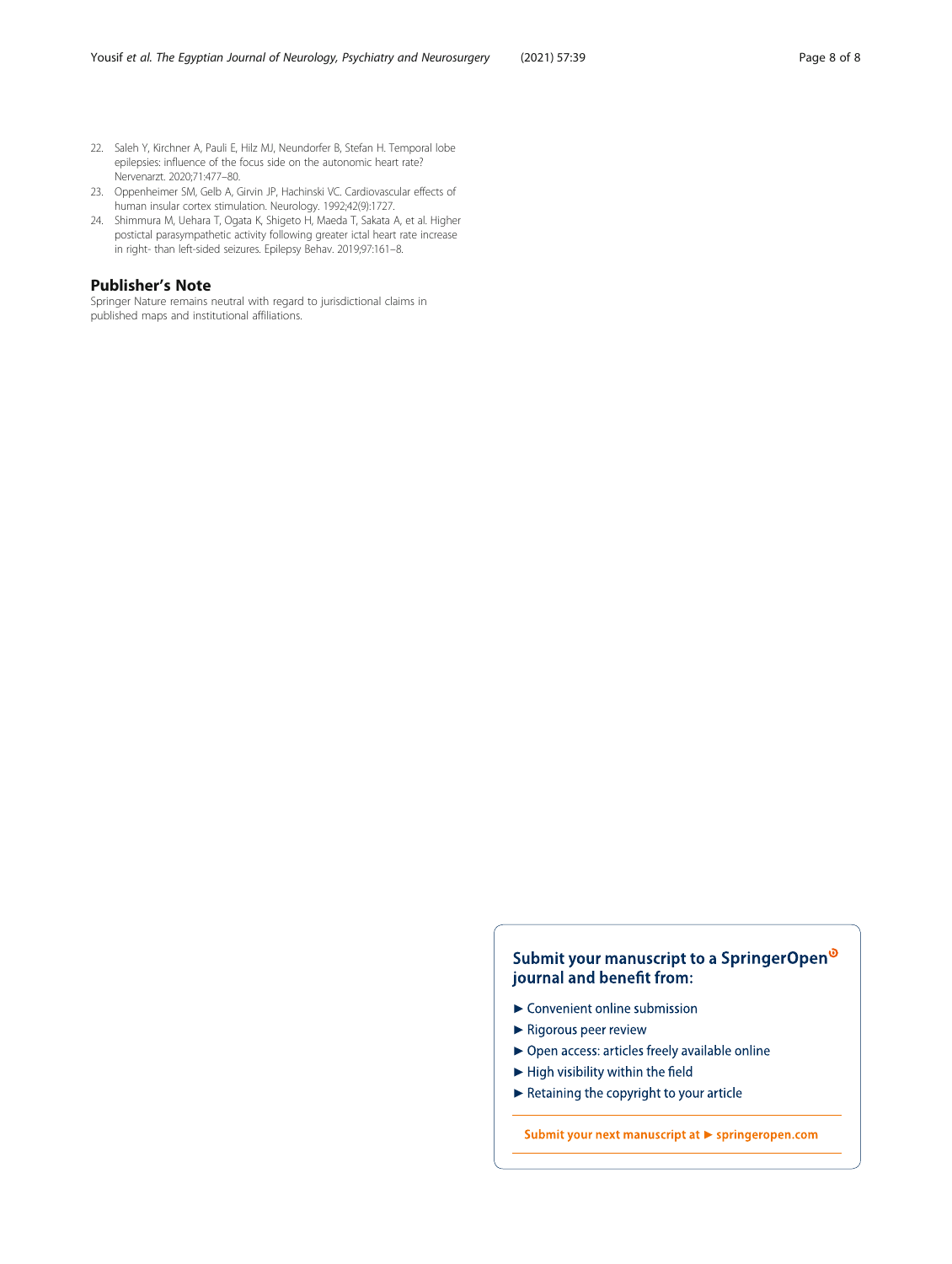22. Saleh Y, Kirchner A, Pauli E, Hilz MJ, Neundorfer B, Stefan H. Temporal lobe epilepsies: influence of the focus side on the autonomic heart rate? Nervenarzt. 2020;71:477–80.
23. Oppenheimer SM, Gelb A, Girvin JP, Hachinski VC. Cardiovascular effects of human insular cortex stimulation. Neurology. 1992;42(9):1727.
24. Shimmura M, Uehara T, Ogata K, Shigeto H, Maeda T, Sakata A, et al. Higher postictal parasympathetic activity following greater ictal heart rate increase in right- than left-sided seizures. Epilepsy Behav. 2019;97:161–8.

## Publisher's Note

Springer Nature remains neutral with regard to jurisdictional claims in published maps and institutional affiliations.

**Submit your manuscript to a SpringerOpen journal and benefit from:**

- ► Convenient online submission
- ► Rigorous peer review
- ► Open access: articles freely available online
- ► High visibility within the field
- ► Retaining the copyright to your article

**Submit your next manuscript at ► springeropen.com**